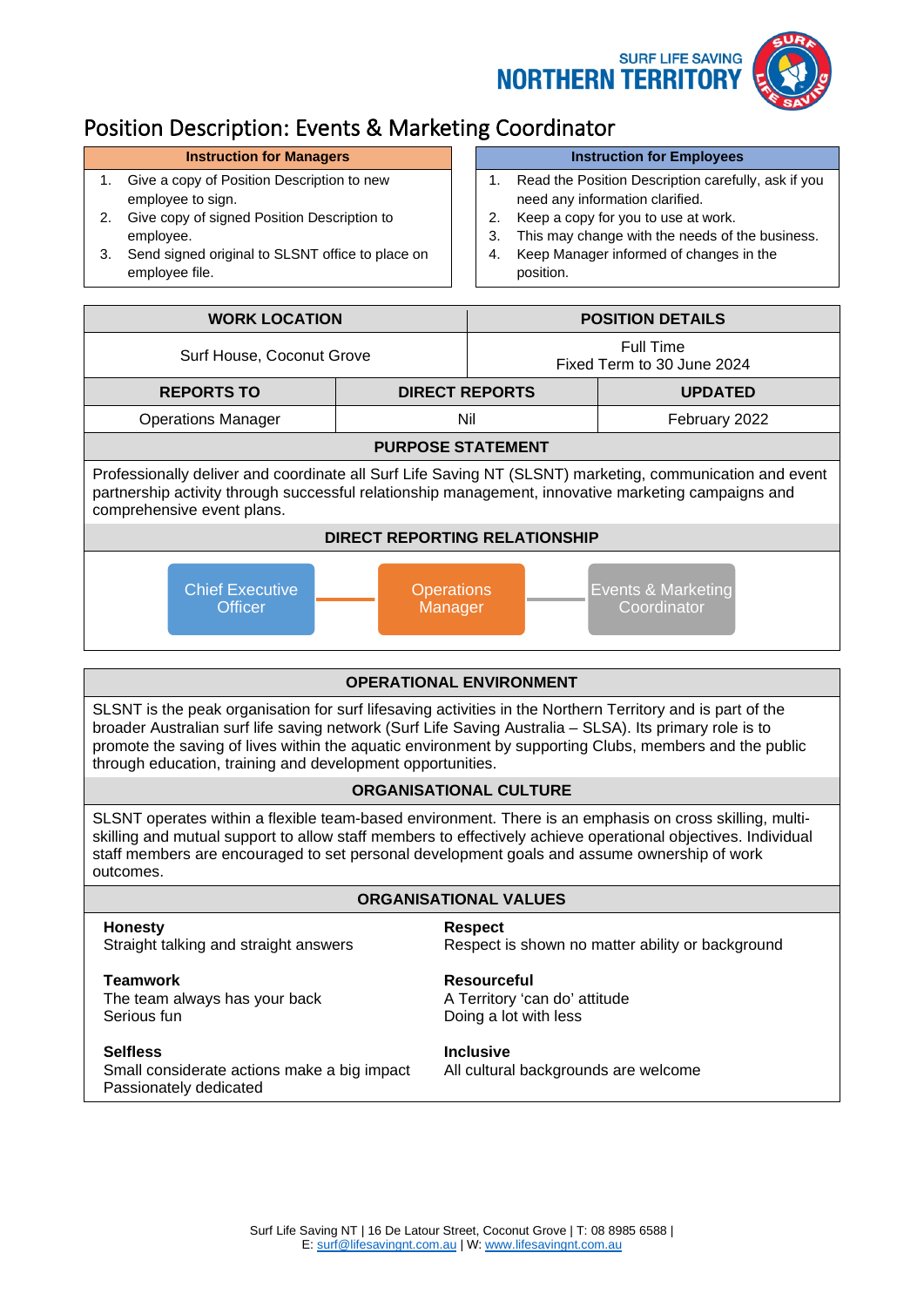SURF LIFE SAVING
NORTHERN TERRITORY

# Position Description: Events & Marketing Coordinator

| Instruction for Managers | Instruction for Employees |
|---|---|
| 1. Give a copy of Position Description to new employee to sign.<br>2. Give copy of signed Position Description to employee.<br>3. Send signed original to SLSNT office to place on employee file. | 1. Read the Position Description carefully, ask if you need any information clarified.<br>2. Keep a copy for you to use at work.<br>3. This may change with the needs of the business.<br>4. Keep Manager informed of changes in the position. |

| WORK LOCATION | POSITION DETAILS |
|---|---|
| Surf House, Coconut Grove | Full Time<br>Fixed Term to 30 June 2024 |

| REPORTS TO | DIRECT REPORTS | UPDATED |
|---|---|---|
| Operations Manager | Nil | February 2022 |

## PURPOSE STATEMENT

Professionally deliver and coordinate all Surf Life Saving NT (SLSNT) marketing, communication and event partnership activity through successful relationship management, innovative marketing campaigns and comprehensive event plans.

## DIRECT REPORTING RELATIONSHIP

Chief Executive Officer — Operations Manager — Events & Marketing Coordinator

## OPERATIONAL ENVIRONMENT

SLSNT is the peak organisation for surf lifesaving activities in the Northern Territory and is part of the broader Australian surf life saving network (Surf Life Saving Australia – SLSA). Its primary role is to promote the saving of lives within the aquatic environment by supporting Clubs, members and the public through education, training and development opportunities.

## ORGANISATIONAL CULTURE

SLSNT operates within a flexible team-based environment. There is an emphasis on cross skilling, multi-skilling and mutual support to allow staff members to effectively achieve operational objectives. Individual staff members are encouraged to set personal development goals and assume ownership of work outcomes.

## ORGANISATIONAL VALUES

**Honesty**
Straight talking and straight answers

**Respect**
Respect is shown no matter ability or background

**Teamwork**
The team always has your back
Serious fun

**Resourceful**
A Territory 'can do' attitude
Doing a lot with less

**Selfless**
Small considerate actions make a big impact
Passionately dedicated

**Inclusive**
All cultural backgrounds are welcome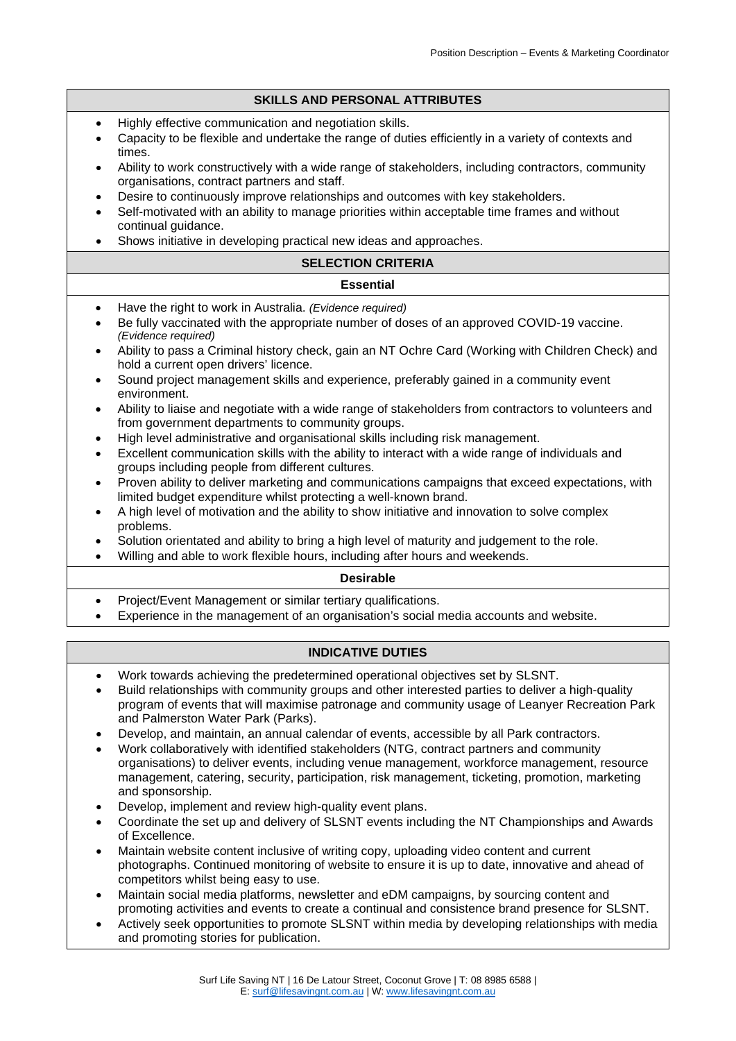## SKILLS AND PERSONAL ATTRIBUTES

- Highly effective communication and negotiation skills.
- Capacity to be flexible and undertake the range of duties efficiently in a variety of contexts and times.
- Ability to work constructively with a wide range of stakeholders, including contractors, community organisations, contract partners and staff.
- Desire to continuously improve relationships and outcomes with key stakeholders.
- Self-motivated with an ability to manage priorities within acceptable time frames and without continual guidance.
- Shows initiative in developing practical new ideas and approaches.

## SELECTION CRITERIA

### Essential

- Have the right to work in Australia. *(Evidence required)*
- Be fully vaccinated with the appropriate number of doses of an approved COVID-19 vaccine. *(Evidence required)*
- Ability to pass a Criminal history check, gain an NT Ochre Card (Working with Children Check) and hold a current open drivers' licence.
- Sound project management skills and experience, preferably gained in a community event environment.
- Ability to liaise and negotiate with a wide range of stakeholders from contractors to volunteers and from government departments to community groups.
- High level administrative and organisational skills including risk management.
- Excellent communication skills with the ability to interact with a wide range of individuals and groups including people from different cultures.
- Proven ability to deliver marketing and communications campaigns that exceed expectations, with limited budget expenditure whilst protecting a well-known brand.
- A high level of motivation and the ability to show initiative and innovation to solve complex problems.
- Solution orientated and ability to bring a high level of maturity and judgement to the role.
- Willing and able to work flexible hours, including after hours and weekends.

### Desirable

- Project/Event Management or similar tertiary qualifications.
- Experience in the management of an organisation's social media accounts and website.

## INDICATIVE DUTIES

- Work towards achieving the predetermined operational objectives set by SLSNT.
- Build relationships with community groups and other interested parties to deliver a high-quality program of events that will maximise patronage and community usage of Leanyer Recreation Park and Palmerston Water Park (Parks).
- Develop, and maintain, an annual calendar of events, accessible by all Park contractors.
- Work collaboratively with identified stakeholders (NTG, contract partners and community organisations) to deliver events, including venue management, workforce management, resource management, catering, security, participation, risk management, ticketing, promotion, marketing and sponsorship.
- Develop, implement and review high-quality event plans.
- Coordinate the set up and delivery of SLSNT events including the NT Championships and Awards of Excellence.
- Maintain website content inclusive of writing copy, uploading video content and current photographs. Continued monitoring of website to ensure it is up to date, innovative and ahead of competitors whilst being easy to use.
- Maintain social media platforms, newsletter and eDM campaigns, by sourcing content and promoting activities and events to create a continual and consistence brand presence for SLSNT.
- Actively seek opportunities to promote SLSNT within media by developing relationships with media and promoting stories for publication.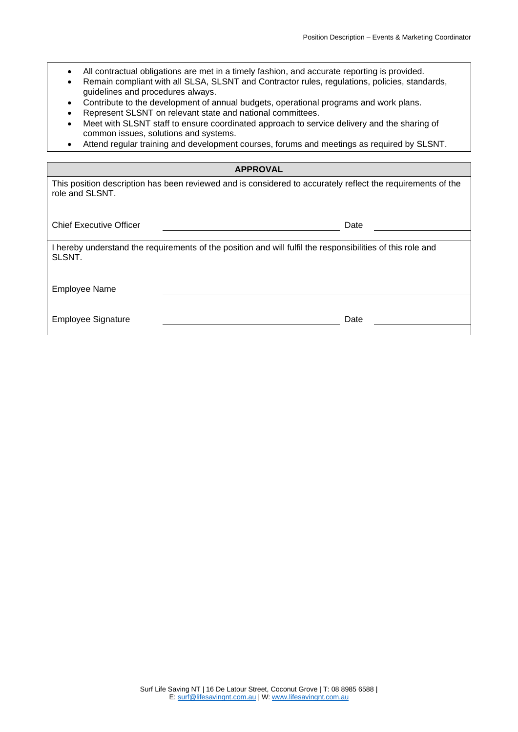- All contractual obligations are met in a timely fashion, and accurate reporting is provided.
- Remain compliant with all SLSA, SLSNT and Contractor rules, regulations, policies, standards, guidelines and procedures always.
- Contribute to the development of annual budgets, operational programs and work plans.
- Represent SLSNT on relevant state and national committees.
- Meet with SLSNT staff to ensure coordinated approach to service delivery and the sharing of common issues, solutions and systems.
- Attend regular training and development courses, forums and meetings as required by SLSNT.

## APPROVAL

This position description has been reviewed and is considered to accurately reflect the requirements of the role and SLSNT.

Chief Executive Officer \_\_\_\_\_\_\_\_\_\_\_\_\_\_\_\_\_\_\_\_\_\_\_\_\_\_\_\_ Date \_\_\_\_\_\_\_\_\_\_\_\_\_\_\_

I hereby understand the requirements of the position and will fulfil the responsibilities of this role and SLSNT.

Employee Name \_\_\_\_\_\_\_\_\_\_\_\_\_\_\_\_\_\_\_\_\_\_\_\_\_\_\_\_\_\_\_\_\_\_\_\_\_\_\_\_\_\_\_\_\_\_\_\_

Employee Signature \_\_\_\_\_\_\_\_\_\_\_\_\_\_\_\_\_\_\_\_\_\_\_\_\_\_\_\_ Date \_\_\_\_\_\_\_\_\_\_\_\_\_\_\_

Surf Life Saving NT | 16 De Latour Street, Coconut Grove | T: 08 8985 6588 |
E: surf@lifesavingnt.com.au | W: www.lifesavingnt.com.au